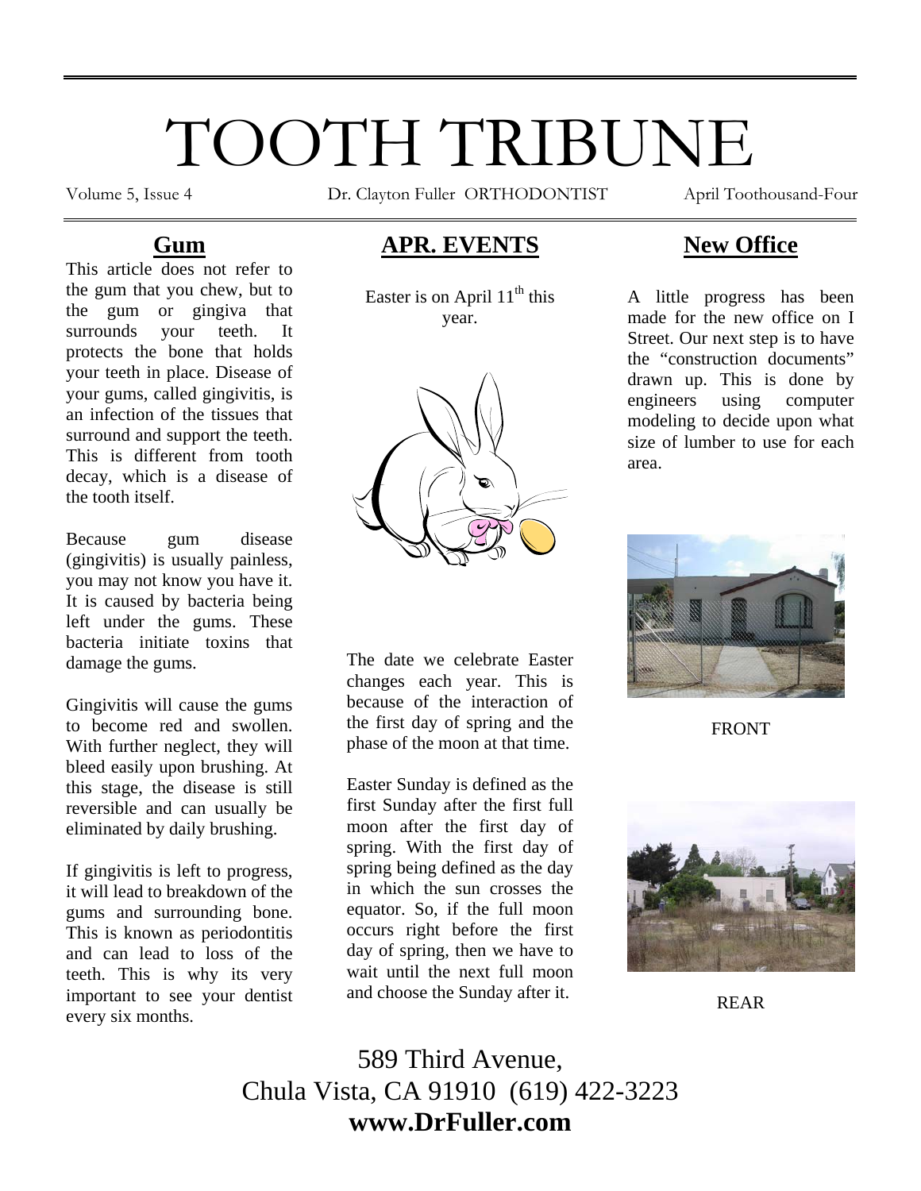# TOOTH TRIBUNE

Volume 5, Issue 4 — Dr. Clayton Fuller ORTHODONTIST — April Toothousand-Four

## Gum

This article does not refer to the gum that you chew, but to the gum or gingiva that surrounds your teeth. It protects the bone that holds your teeth in place. Disease of your gums, called gingivitis, is an infection of the tissues that surround and support the teeth. This is different from tooth decay, which is a disease of the tooth itself.

Because gum disease (gingivitis) is usually painless, you may not know you have it. It is caused by bacteria being left under the gums. These bacteria initiate toxins that damage the gums.

Gingivitis will cause the gums to become red and swollen. With further neglect, they will bleed easily upon brushing. At this stage, the disease is still reversible and can usually be eliminated by daily brushing.

If gingivitis is left to progress, it will lead to breakdown of the gums and surrounding bone. This is known as periodontitis and can lead to loss of the teeth. This is why its very important to see your dentist every six months.

## APR. EVENTS

Easter is on April 11th this year.

The date we celebrate Easter changes each year. This is because of the interaction of the first day of spring and the phase of the moon at that time.

Easter Sunday is defined as the first Sunday after the first full moon after the first day of spring. With the first day of spring being defined as the day in which the sun crosses the equator. So, if the full moon occurs right before the first day of spring, then we have to wait until the next full moon and choose the Sunday after it.

## New Office

A little progress has been made for the new office on I Street. Our next step is to have the "construction documents" drawn up. This is done by engineers using computer modeling to decide upon what size of lumber to use for each area.

FRONT

REAR

589 Third Avenue,
Chula Vista, CA 91910 (619) 422-3223
**www.DrFuller.com**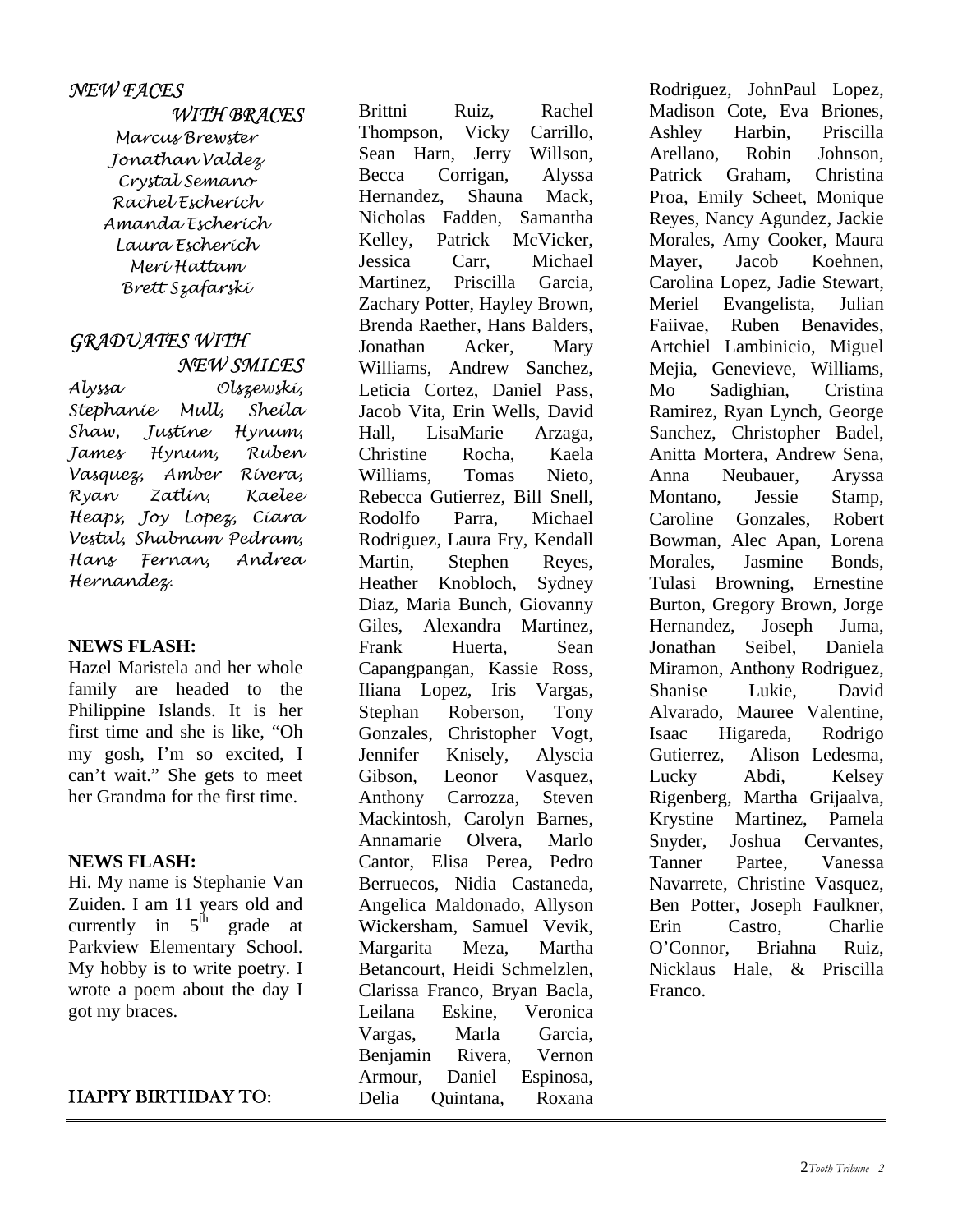## *NEW FACES WITH BRACES*

*Marcus Brewster*
*Jonathan Valdez*
*Crystal Semano*
*Rachel Escherich*
*Amanda Escherich*
*Laura Escherich*
*Meri Hattam*
*Brett Szafarski*

## *GRADUATES WITH NEW SMILES*

*Alyssa Olszewski, Stephanie Mull, Sheila Shaw, Justine Hynum, James Hynum, Ruben Vasquez, Amber Rivera, Ryan Zatlin, Kaelee Heaps, Joy Lopez, Ciara Vestal, Shabnam Pedram, Hans Fernan, Andrea Hernandez.*

**NEWS FLASH:**
Hazel Maristela and her whole family are headed to the Philippine Islands. It is her first time and she is like, "Oh my gosh, I'm so excited, I can't wait." She gets to meet her Grandma for the first time.

**NEWS FLASH:**
Hi. My name is Stephanie Van Zuiden. I am 11 years old and currently in 5th grade at Parkview Elementary School. My hobby is to write poetry. I wrote a poem about the day I got my braces.

## HAPPY BIRTHDAY TO:

Brittni Ruiz, Rachel Thompson, Vicky Carrillo, Sean Harn, Jerry Willson, Becca Corrigan, Alyssa Hernandez, Shauna Mack, Nicholas Fadden, Samantha Kelley, Patrick McVicker, Jessica Carr, Michael Martinez, Priscilla Garcia, Zachary Potter, Hayley Brown, Brenda Raether, Hans Balders, Jonathan Acker, Mary Williams, Andrew Sanchez, Leticia Cortez, Daniel Pass, Jacob Vita, Erin Wells, David Hall, LisaMarie Arzaga, Christine Rocha, Kaela Williams, Tomas Nieto, Rebecca Gutierrez, Bill Snell, Rodolfo Parra, Michael Rodriguez, Laura Fry, Kendall Martin, Stephen Reyes, Heather Knobloch, Sydney Diaz, Maria Bunch, Giovanny Giles, Alexandra Martinez, Frank Huerta, Sean Capangpangan, Kassie Ross, Iliana Lopez, Iris Vargas, Stephan Roberson, Tony Gonzales, Christopher Vogt, Jennifer Knisely, Alyscia Gibson, Leonor Vasquez, Anthony Carrozza, Steven Mackintosh, Carolyn Barnes, Annamarie Olvera, Marlo Cantor, Elisa Perea, Pedro Berruecos, Nidia Castaneda, Angelica Maldonado, Allyson Wickersham, Samuel Vevik, Margarita Meza, Martha Betancourt, Heidi Schmelzlen, Clarissa Franco, Bryan Bacla, Leilana Eskine, Veronica Vargas, Marla Garcia, Benjamin Rivera, Vernon Armour, Daniel Espinosa, Delia Quintana, Roxana Rodriguez, JohnPaul Lopez, Madison Cote, Eva Briones, Ashley Harbin, Priscilla Arellano, Robin Johnson, Patrick Graham, Christina Proa, Emily Scheet, Monique Reyes, Nancy Agundez, Jackie Morales, Amy Cooker, Maura Mayer, Jacob Koehnen, Carolina Lopez, Jadie Stewart, Meriel Evangelista, Julian Faiivae, Ruben Benavides, Artchiel Lambinicio, Miguel Mejia, Genevieve, Williams, Mo Sadighian, Cristina Ramirez, Ryan Lynch, George Sanchez, Christopher Badel, Anitta Mortera, Andrew Sena, Anna Neubauer, Aryssa Montano, Jessie Stamp, Caroline Gonzales, Robert Bowman, Alec Apan, Lorena Morales, Jasmine Bonds, Tulasi Browning, Ernestine Burton, Gregory Brown, Jorge Hernandez, Joseph Juma, Jonathan Seibel, Daniela Miramon, Anthony Rodriguez, Shanise Lukie, David Alvarado, Mauree Valentine, Isaac Higareda, Rodrigo Gutierrez, Alison Ledesma, Lucky Abdi, Kelsey Rigenberg, Martha Grijaalva, Krystine Martinez, Pamela Snyder, Joshua Cervantes, Tanner Partee, Vanessa Navarrete, Christine Vasquez, Ben Potter, Joseph Faulkner, Erin Castro, Charlie O'Connor, Briahna Ruiz, Nicklaus Hale, & Priscilla Franco.